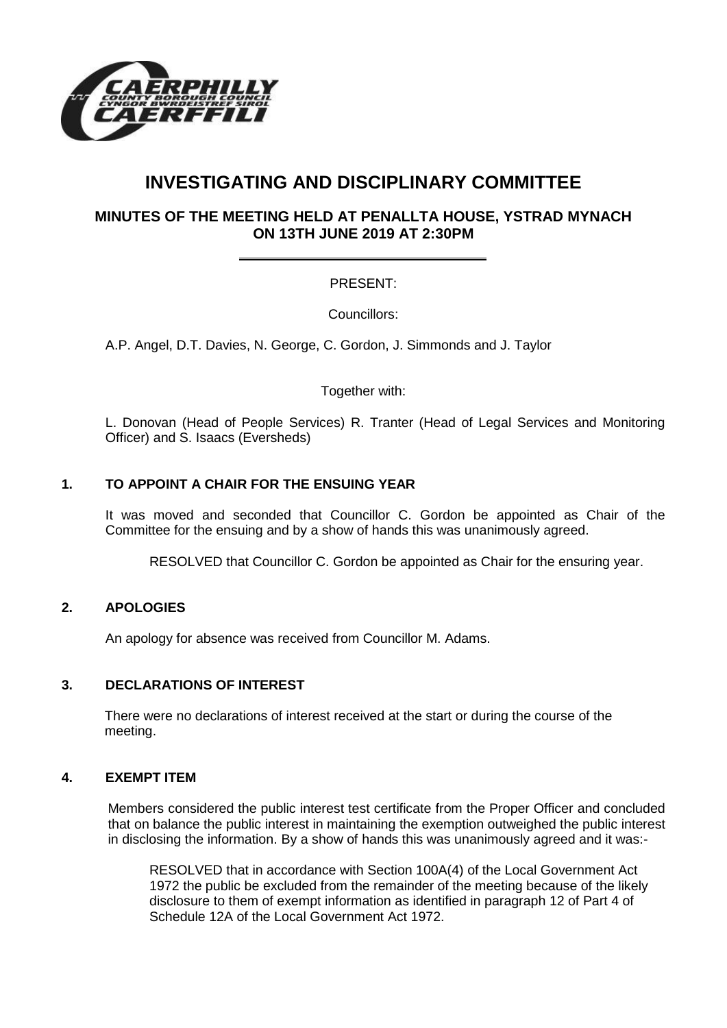# INVESTIGATING AND DISCIPLINARY COMMITTEE

## MINUTES OF THE MEETING HELD AT PENALLTA HOUSE, YSTRAD MYNACH ON 13TH JUNE 2019 AT 2:30PM

PRESENT:

Councillors:

A.P. Angel, D.T. Davies, N. George, C. Gordon, J. Simmonds and J. Taylor

Together with:

L. Donovan (Head of People Services) R. Tranter (Head of Legal Services and Monitoring Officer) and S. Isaacs (Eversheds)

### 1. TO APPOINT A CHAIR FOR THE ENSUING YEAR

It was moved and seconded that Councillor C. Gordon be appointed as Chair of the Committee for the ensuing and by a show of hands this was unanimously agreed.

RESOLVED that Councillor C. Gordon be appointed as Chair for the ensuring year.

### 2. APOLOGIES

An apology for absence was received from Councillor M. Adams.

### 3. DECLARATIONS OF INTEREST

There were no declarations of interest received at the start or during the course of the meeting.

### 4. EXEMPT ITEM

Members considered the public interest test certificate from the Proper Officer and concluded that on balance the public interest in maintaining the exemption outweighed the public interest in disclosing the information. By a show of hands this was unanimously agreed and it was:-

RESOLVED that in accordance with Section 100A(4) of the Local Government Act 1972 the public be excluded from the remainder of the meeting because of the likely disclosure to them of exempt information as identified in paragraph 12 of Part 4 of Schedule 12A of the Local Government Act 1972.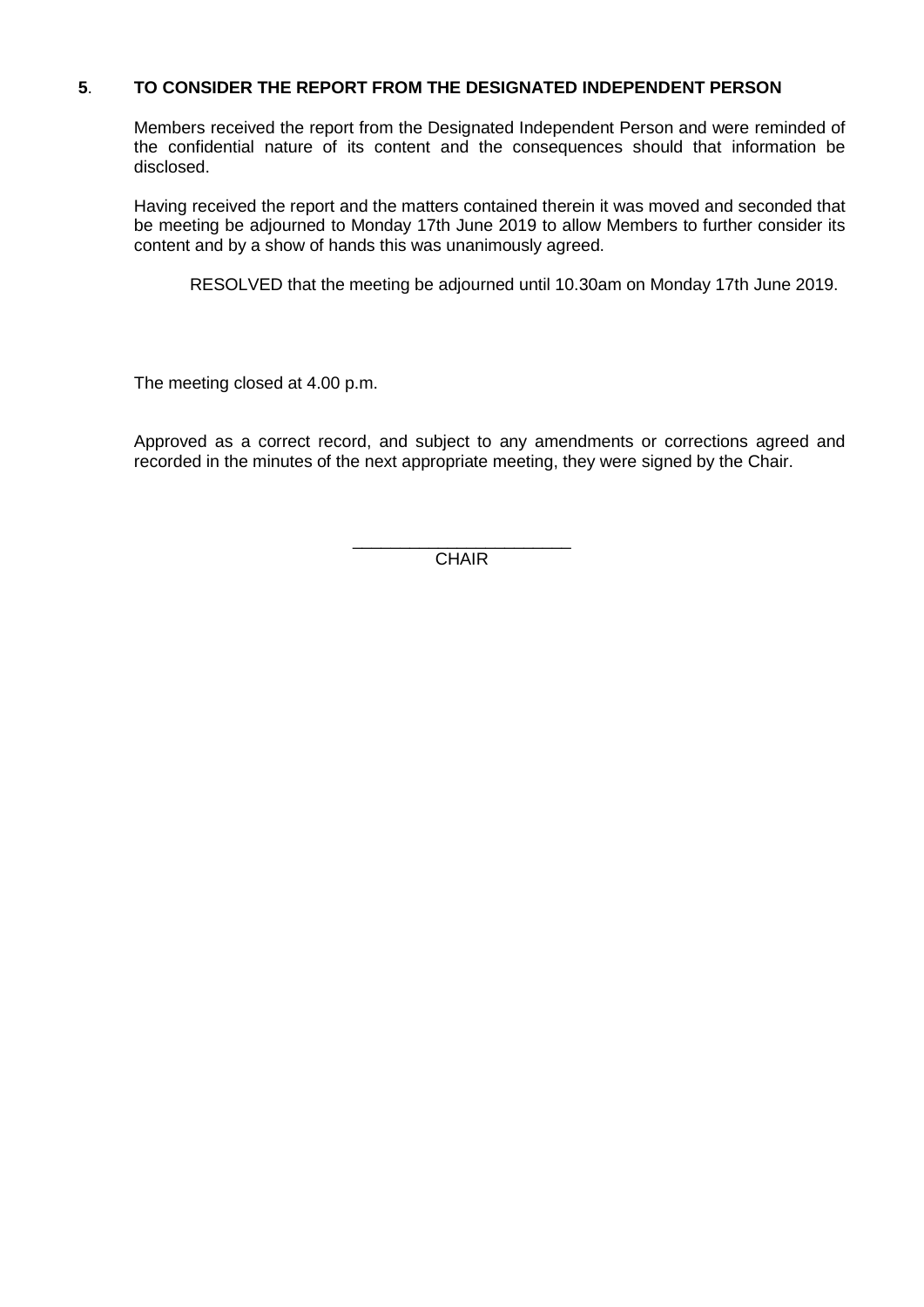**5**. **TO CONSIDER THE REPORT FROM THE DESIGNATED INDEPENDENT PERSON**

Members received the report from the Designated Independent Person and were reminded of the confidential nature of its content and the consequences should that information be disclosed.

Having received the report and the matters contained therein it was moved and seconded that be meeting be adjourned to Monday 17th June 2019 to allow Members to further consider its content and by a show of hands this was unanimously agreed.

RESOLVED that the meeting be adjourned until 10.30am on Monday 17th June 2019.

The meeting closed at 4.00 p.m.

Approved as a correct record, and subject to any amendments or corrections agreed and recorded in the minutes of the next appropriate meeting, they were signed by the Chair.

_______________________

CHAIR